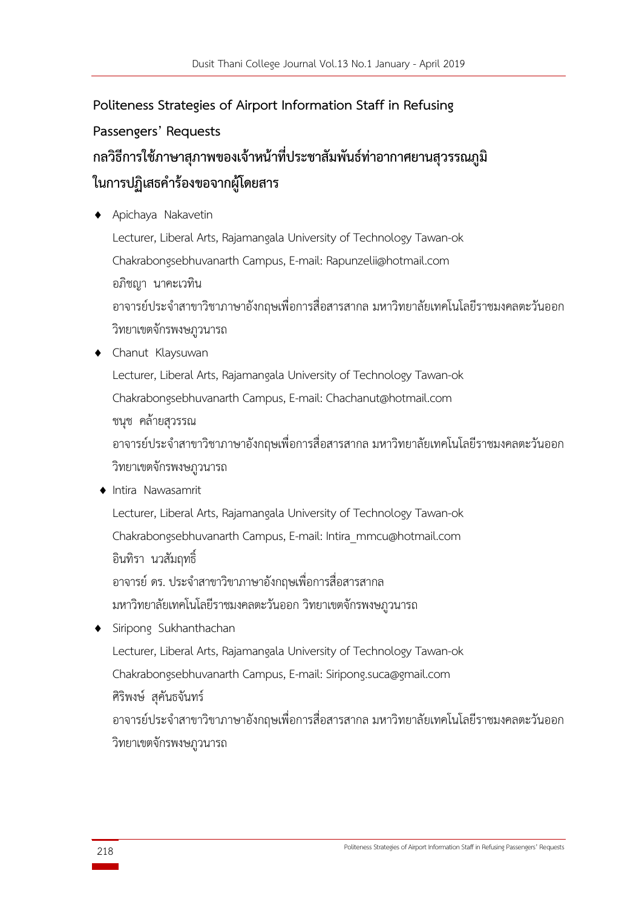# Politeness Strategies of Airport Information Staff in Refusing Passengers' Requests

# กลวิธีการใช้ภาษาสุภาพของเจ้าหน้าที่ประชาสัมพันธ์ท่าอากาศยานสุวรรณภูมิในการปฏิเสธคำร้องขอจากผู้โดยสาร

- Apichaya Nakavetin
  
  Lecturer, Liberal Arts, Rajamangala University of Technology Tawan-ok Chakrabongsebhuvanarth Campus, E-mail: Rapunzelii@hotmail.com
  
  อภิชญา นาคะเวทิน
  
  อาจารย์ประจำสาขาวิชาภาษาอังกฤษเพื่อการสื่อสารสากล มหาวิทยาลัยเทคโนโลยีราชมงคลตะวันออก วิทยาเขตจักรพงษภูวนารถ

- Chanut Klaysuwan
  
  Lecturer, Liberal Arts, Rajamangala University of Technology Tawan-ok Chakrabongsebhuvanarth Campus, E-mail: Chachanut@hotmail.com
  
  ชนุช คล้ายสุวรรณ
  
  อาจารย์ประจำสาขาวิชาภาษาอังกฤษเพื่อการสื่อสารสากล มหาวิทยาลัยเทคโนโลยีราชมงคลตะวันออก วิทยาเขตจักรพงษภูวนารถ

- Intira Nawasamrit
  
  Lecturer, Liberal Arts, Rajamangala University of Technology Tawan-ok Chakrabongsebhuvanarth Campus, E-mail: Intira_mmcu@hotmail.com
  
  อินทิรา นวสัมฤทธิ์
  
  อาจารย์ ดร. ประจำสาขาวิชาภาษาอังกฤษเพื่อการสื่อสารสากล มหาวิทยาลัยเทคโนโลยีราชมงคลตะวันออก วิทยาเขตจักรพงษภูวนารถ

- Siripong Sukhanthachan
  
  Lecturer, Liberal Arts, Rajamangala University of Technology Tawan-ok Chakrabongsebhuvanarth Campus, E-mail: Siripong.suca@gmail.com
  
  ศิริพงษ์ สุคันธจันทร์
  
  อาจารย์ประจำสาขาวิชาภาษาอังกฤษเพื่อการสื่อสารสากล มหาวิทยาลัยเทคโนโลยีราชมงคลตะวันออก วิทยาเขตจักรพงษภูวนารถ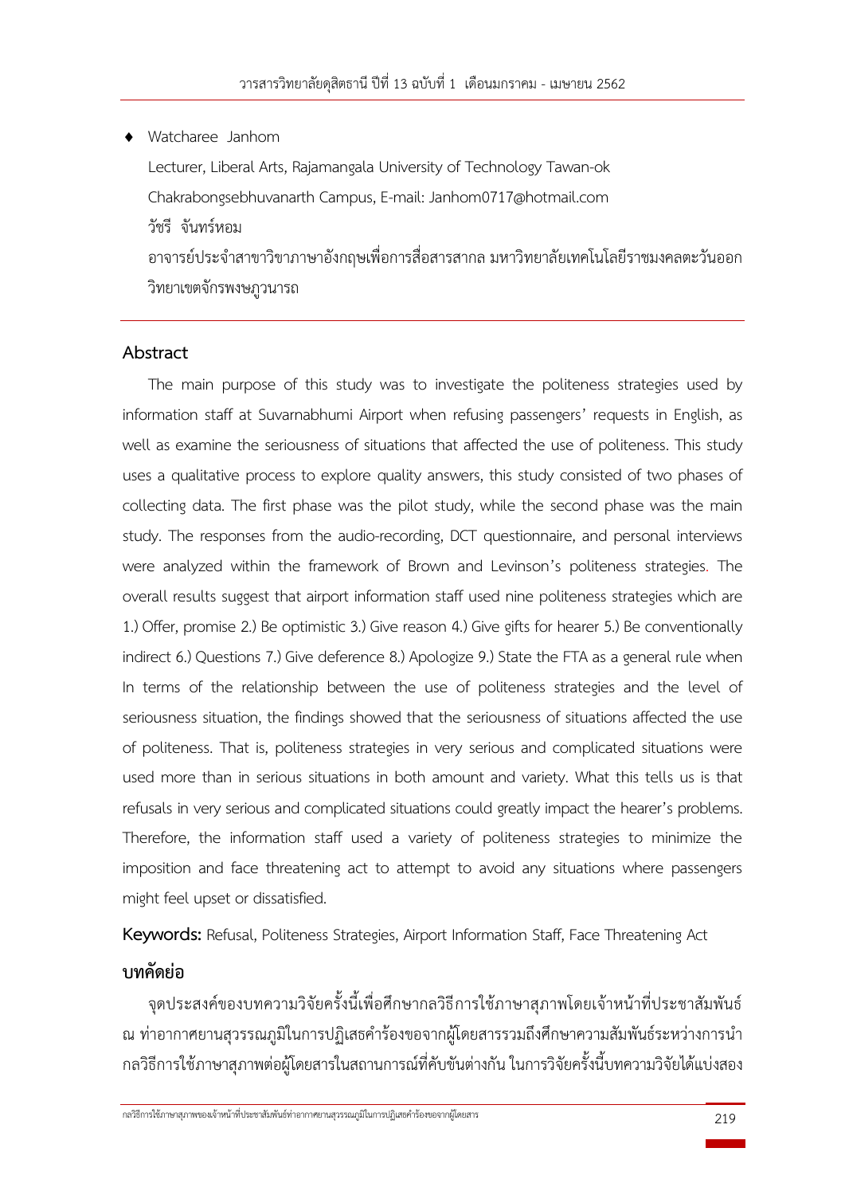- Watcharee Janhom

  Lecturer, Liberal Arts, Rajamangala University of Technology Tawan-ok Chakrabongsebhuvanarth Campus, E-mail: Janhom0717@hotmail.com

  วัชรี จันทร์หอม

  อาจารย์ประจำสาขาวิชาภาษาอังกฤษเพื่อการสื่อสารสากล มหาวิทยาลัยเทคโนโลยีราชมงคลตะวันออก วิทยาเขตจักรพงษภูวนารถ

## Abstract

The main purpose of this study was to investigate the politeness strategies used by information staff at Suvarnabhumi Airport when refusing passengers' requests in English, as well as examine the seriousness of situations that affected the use of politeness. This study uses a qualitative process to explore quality answers, this study consisted of two phases of collecting data. The first phase was the pilot study, while the second phase was the main study. The responses from the audio-recording, DCT questionnaire, and personal interviews were analyzed within the framework of Brown and Levinson's politeness strategies. The overall results suggest that airport information staff used nine politeness strategies which are 1.) Offer, promise 2.) Be optimistic 3.) Give reason 4.) Give gifts for hearer 5.) Be conventionally indirect 6.) Questions 7.) Give deference 8.) Apologize 9.) State the FTA as a general rule when In terms of the relationship between the use of politeness strategies and the level of seriousness situation, the findings showed that the seriousness of situations affected the use of politeness. That is, politeness strategies in very serious and complicated situations were used more than in serious situations in both amount and variety. What this tells us is that refusals in very serious and complicated situations could greatly impact the hearer's problems. Therefore, the information staff used a variety of politeness strategies to minimize the imposition and face threatening act to attempt to avoid any situations where passengers might feel upset or dissatisfied.

**Keywords:** Refusal, Politeness Strategies, Airport Information Staff, Face Threatening Act

## บทคัดย่อ

จุดประสงค์ของบทความวิจัยครั้งนี้เพื่อศึกษากลวิธีการใช้ภาษาสุภาพโดยเจ้าหน้าที่ประชาสัมพันธ์ ณ ท่าอากาศยานสุวรรณภูมิในการปฏิเสธคำร้องขอจากผู้โดยสารรวมถึงศึกษาความสัมพันธ์ระหว่างการนำกลวิธีการใช้ภาษาสุภาพต่อผู้โดยสารในสถานการณ์ที่คับขันต่างกัน ในการวิจัยครั้งนี้บทความวิจัยได้แบ่งสอง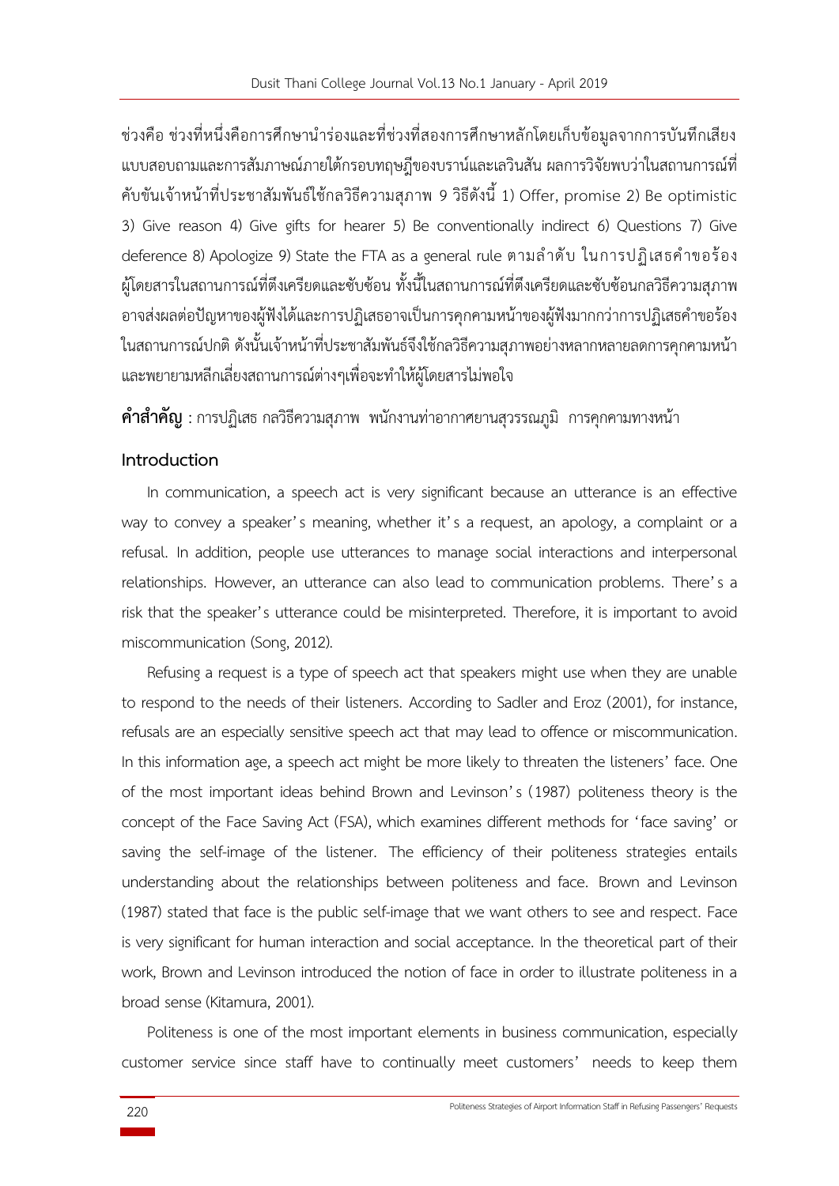ช่วงคือ ช่วงที่หนึ่งคือการศึกษานำร่องและที่ช่วงที่สองการศึกษาหลักโดยเก็บข้อมูลจากการบันทึกเสียง แบบสอบถามและการสัมภาษณ์ภายใต้กรอบทฤษฎีของบราน์และเลวินสัน ผลการวิจัยพบว่าในสถานการณ์ที่คับขันเจ้าหน้าที่ประชาสัมพันธ์ใช้กลวิธีความสุภาพ 9 วิธีดังนี้ 1) Offer, promise 2) Be optimistic 3) Give reason 4) Give gifts for hearer 5) Be conventionally indirect 6) Questions 7) Give deference 8) Apologize 9) State the FTA as a general rule ตามลำดับ ในการปฏิเสธคำขอร้องผู้โดยสารในสถานการณ์ที่ตึงเครียดและซับซ้อน ทั้งนี้ในสถานการณ์ที่ตึงเครียดและซับซ้อนกลวิธีความสุภาพอาจส่งผลต่อปัญหาของผู้ฟังได้และการปฏิเสธอาจเป็นการคุกคามหน้าของผู้ฟังมากกว่าการปฏิเสธคำขอร้องในสถานการณ์ปกติ ดังนั้นเจ้าหน้าที่ประชาสัมพันธ์จึงใช้กลวิธีความสุภาพอย่างหลากหลายลดการคุกคามหน้าและพยายามหลีกเลี่ยงสถานการณ์ต่างๆเพื่อจะทำให้ผู้โดยสารไม่พอใจ

**คำสำคัญ** : การปฏิเสธ กลวิธีความสุภาพ พนักงานท่าอากาศยานสุวรรณภูมิ การคุกคามทางหน้า

## Introduction

In communication, a speech act is very significant because an utterance is an effective way to convey a speaker's meaning, whether it's a request, an apology, a complaint or a refusal. In addition, people use utterances to manage social interactions and interpersonal relationships. However, an utterance can also lead to communication problems. There's a risk that the speaker's utterance could be misinterpreted. Therefore, it is important to avoid miscommunication (Song, 2012).

Refusing a request is a type of speech act that speakers might use when they are unable to respond to the needs of their listeners. According to Sadler and Eroz (2001), for instance, refusals are an especially sensitive speech act that may lead to offence or miscommunication. In this information age, a speech act might be more likely to threaten the listeners' face. One of the most important ideas behind Brown and Levinson's (1987) politeness theory is the concept of the Face Saving Act (FSA), which examines different methods for 'face saving' or saving the self-image of the listener. The efficiency of their politeness strategies entails understanding about the relationships between politeness and face. Brown and Levinson (1987) stated that face is the public self-image that we want others to see and respect. Face is very significant for human interaction and social acceptance. In the theoretical part of their work, Brown and Levinson introduced the notion of face in order to illustrate politeness in a broad sense (Kitamura, 2001).

Politeness is one of the most important elements in business communication, especially customer service since staff have to continually meet customers' needs to keep them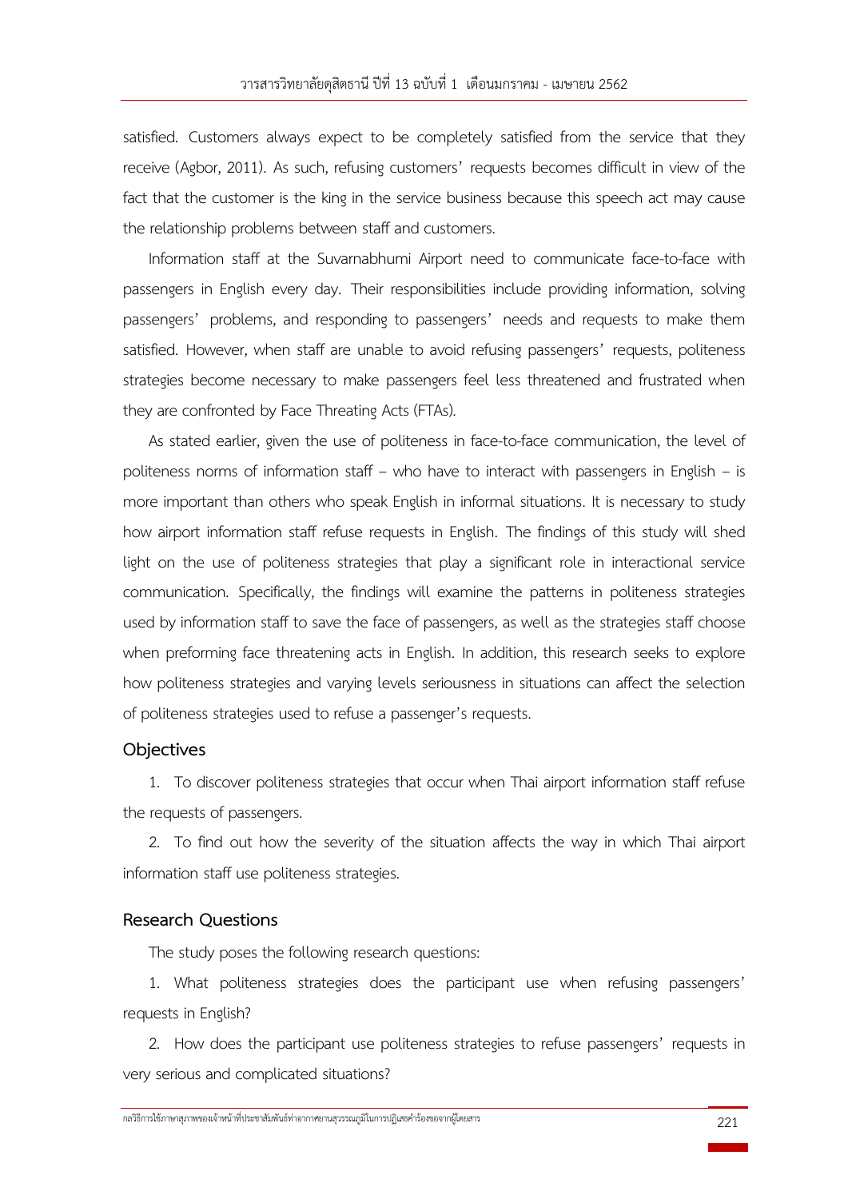satisfied. Customers always expect to be completely satisfied from the service that they receive (Agbor, 2011). As such, refusing customers' requests becomes difficult in view of the fact that the customer is the king in the service business because this speech act may cause the relationship problems between staff and customers.

Information staff at the Suvarnabhumi Airport need to communicate face-to-face with passengers in English every day. Their responsibilities include providing information, solving passengers' problems, and responding to passengers' needs and requests to make them satisfied. However, when staff are unable to avoid refusing passengers' requests, politeness strategies become necessary to make passengers feel less threatened and frustrated when they are confronted by Face Threating Acts (FTAs).

As stated earlier, given the use of politeness in face-to-face communication, the level of politeness norms of information staff – who have to interact with passengers in English – is more important than others who speak English in informal situations. It is necessary to study how airport information staff refuse requests in English. The findings of this study will shed light on the use of politeness strategies that play a significant role in interactional service communication. Specifically, the findings will examine the patterns in politeness strategies used by information staff to save the face of passengers, as well as the strategies staff choose when preforming face threatening acts in English. In addition, this research seeks to explore how politeness strategies and varying levels seriousness in situations can affect the selection of politeness strategies used to refuse a passenger's requests.

## Objectives

1. To discover politeness strategies that occur when Thai airport information staff refuse the requests of passengers.

2. To find out how the severity of the situation affects the way in which Thai airport information staff use politeness strategies.

## Research Questions

The study poses the following research questions:

1. What politeness strategies does the participant use when refusing passengers' requests in English?

2. How does the participant use politeness strategies to refuse passengers' requests in very serious and complicated situations?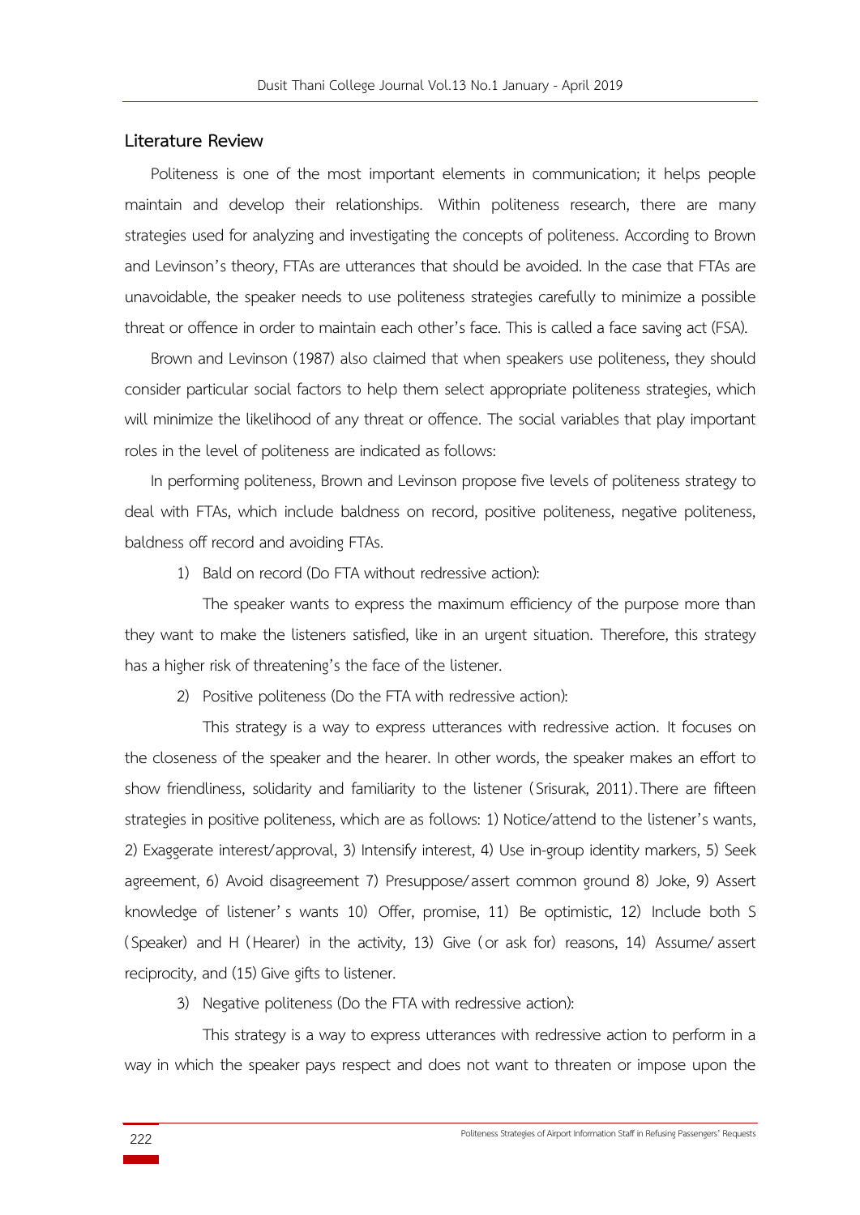## Literature Review

Politeness is one of the most important elements in communication; it helps people maintain and develop their relationships. Within politeness research, there are many strategies used for analyzing and investigating the concepts of politeness. According to Brown and Levinson's theory, FTAs are utterances that should be avoided. In the case that FTAs are unavoidable, the speaker needs to use politeness strategies carefully to minimize a possible threat or offence in order to maintain each other's face. This is called a face saving act (FSA).

Brown and Levinson (1987) also claimed that when speakers use politeness, they should consider particular social factors to help them select appropriate politeness strategies, which will minimize the likelihood of any threat or offence. The social variables that play important roles in the level of politeness are indicated as follows:

In performing politeness, Brown and Levinson propose five levels of politeness strategy to deal with FTAs, which include baldness on record, positive politeness, negative politeness, baldness off record and avoiding FTAs.

1) Bald on record (Do FTA without redressive action):

The speaker wants to express the maximum efficiency of the purpose more than they want to make the listeners satisfied, like in an urgent situation. Therefore, this strategy has a higher risk of threatening's the face of the listener.

2) Positive politeness (Do the FTA with redressive action):

This strategy is a way to express utterances with redressive action. It focuses on the closeness of the speaker and the hearer. In other words, the speaker makes an effort to show friendliness, solidarity and familiarity to the listener (Srisurak, 2011). There are fifteen strategies in positive politeness, which are as follows: 1) Notice/attend to the listener's wants, 2) Exaggerate interest/approval, 3) Intensify interest, 4) Use in-group identity markers, 5) Seek agreement, 6) Avoid disagreement 7) Presuppose/assert common ground 8) Joke, 9) Assert knowledge of listener's wants 10) Offer, promise, 11) Be optimistic, 12) Include both S (Speaker) and H (Hearer) in the activity, 13) Give (or ask for) reasons, 14) Assume/assert reciprocity, and (15) Give gifts to listener.

3) Negative politeness (Do the FTA with redressive action):

This strategy is a way to express utterances with redressive action to perform in a way in which the speaker pays respect and does not want to threaten or impose upon the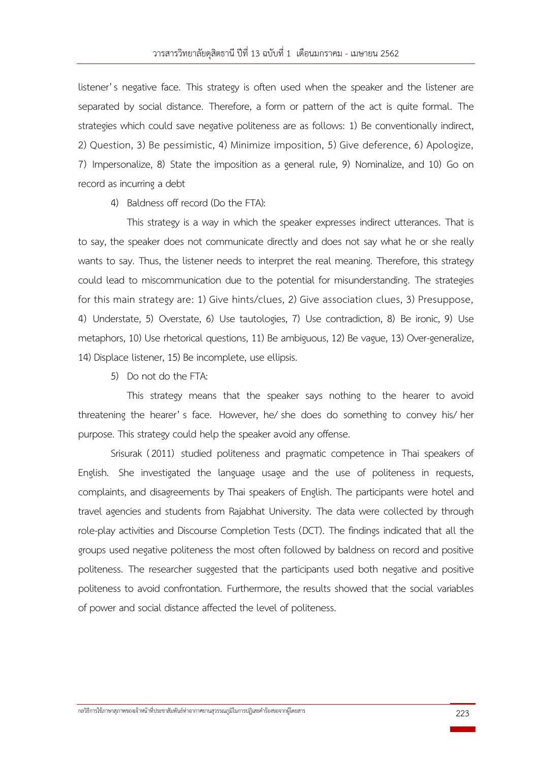listener's negative face. This strategy is often used when the speaker and the listener are separated by social distance. Therefore, a form or pattern of the act is quite formal. The strategies which could save negative politeness are as follows: 1) Be conventionally indirect, 2) Question, 3) Be pessimistic, 4) Minimize imposition, 5) Give deference, 6) Apologize, 7) Impersonalize, 8) State the imposition as a general rule, 9) Nominalize, and 10) Go on record as incurring a debt

4) Baldness off record (Do the FTA):

This strategy is a way in which the speaker expresses indirect utterances. That is to say, the speaker does not communicate directly and does not say what he or she really wants to say. Thus, the listener needs to interpret the real meaning. Therefore, this strategy could lead to miscommunication due to the potential for misunderstanding. The strategies for this main strategy are: 1) Give hints/clues, 2) Give association clues, 3) Presuppose, 4) Understate, 5) Overstate, 6) Use tautologies, 7) Use contradiction, 8) Be ironic, 9) Use metaphors, 10) Use rhetorical questions, 11) Be ambiguous, 12) Be vague, 13) Over-generalize, 14) Displace listener, 15) Be incomplete, use ellipsis.

5) Do not do the FTA:

This strategy means that the speaker says nothing to the hearer to avoid threatening the hearer's face. However, he/she does do something to convey his/her purpose. This strategy could help the speaker avoid any offense.

Srisurak (2011) studied politeness and pragmatic competence in Thai speakers of English. She investigated the language usage and the use of politeness in requests, complaints, and disagreements by Thai speakers of English. The participants were hotel and travel agencies and students from Rajabhat University. The data were collected by through role-play activities and Discourse Completion Tests (DCT). The findings indicated that all the groups used negative politeness the most often followed by baldness on record and positive politeness. The researcher suggested that the participants used both negative and positive politeness to avoid confrontation. Furthermore, the results showed that the social variables of power and social distance affected the level of politeness.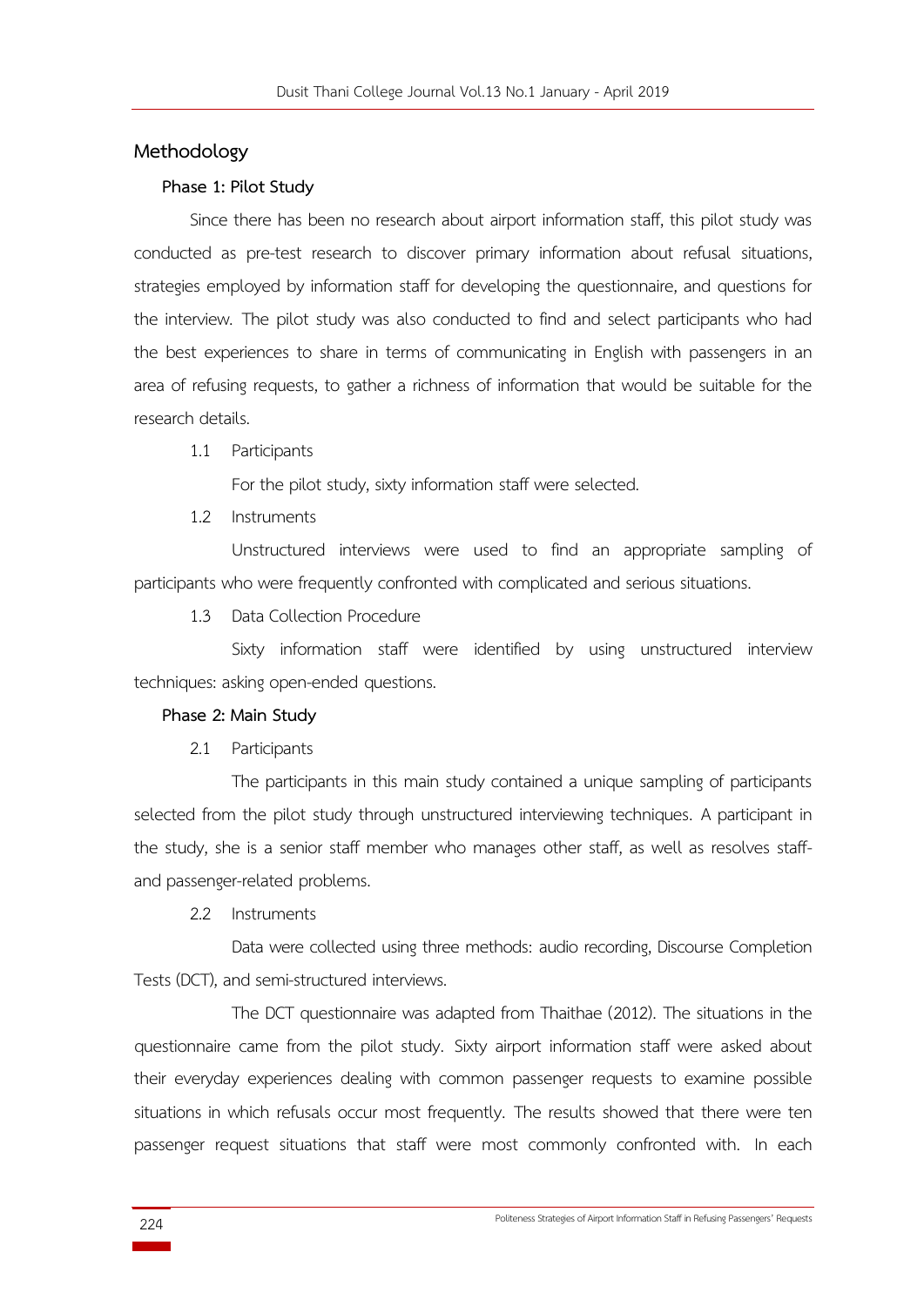## Methodology

### Phase 1: Pilot Study

Since there has been no research about airport information staff, this pilot study was conducted as pre-test research to discover primary information about refusal situations, strategies employed by information staff for developing the questionnaire, and questions for the interview. The pilot study was also conducted to find and select participants who had the best experiences to share in terms of communicating in English with passengers in an area of refusing requests, to gather a richness of information that would be suitable for the research details.

1.1 Participants

For the pilot study, sixty information staff were selected.

1.2 Instruments

Unstructured interviews were used to find an appropriate sampling of participants who were frequently confronted with complicated and serious situations.

1.3 Data Collection Procedure

Sixty information staff were identified by using unstructured interview techniques: asking open-ended questions.

### Phase 2: Main Study

2.1 Participants

The participants in this main study contained a unique sampling of participants selected from the pilot study through unstructured interviewing techniques. A participant in the study, she is a senior staff member who manages other staff, as well as resolves staff- and passenger-related problems.

2.2 Instruments

Data were collected using three methods: audio recording, Discourse Completion Tests (DCT), and semi-structured interviews.

The DCT questionnaire was adapted from Thaithae (2012). The situations in the questionnaire came from the pilot study. Sixty airport information staff were asked about their everyday experiences dealing with common passenger requests to examine possible situations in which refusals occur most frequently. The results showed that there were ten passenger request situations that staff were most commonly confronted with. In each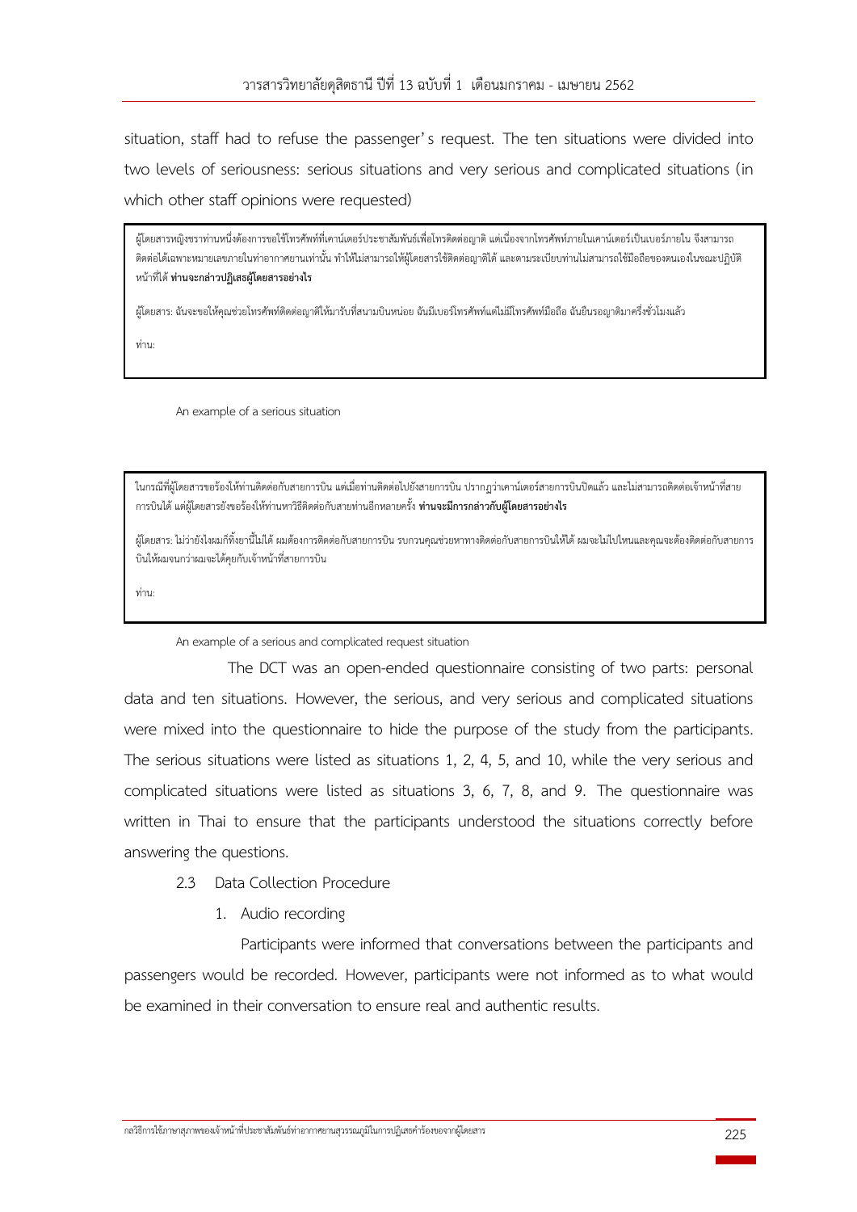situation, staff had to refuse the passenger's request. The ten situations were divided into two levels of seriousness: serious situations and very serious and complicated situations (in which other staff opinions were requested)

> ผู้โดยสารหญิงชราท่านหนึ่งต้องการขอใช้โทรศัพท์ที่เคาน์เตอร์ประชาสัมพันธ์เพื่อโทรติดต่อญาติ แต่เนื่องจากโทรศัพท์ภายในเคาน์เตอร์เป็นเบอร์ภายใน จึงสามารถติดต่อได้เฉพาะหมายเลขภายในท่าอากาศยานเท่านั้น ทำให้ไม่สามารถให้ผู้โดยสารใช้ติดต่อญาติได้ และตามระเบียบท่านไม่สามารถใช้มือถือของตนเองในขณะปฏิบัติหน้าที่ได้ **ท่านจะกล่าวปฏิเสธผู้โดยสารอย่างไร**
>
> ผู้โดยสาร: ฉันจะขอให้คุณช่วยโทรศัพท์ติดต่อญาติให้มารับที่สนามบินหน่อย ฉันมีเบอร์โทรศัพท์แต่ไม่มีโทรศัพท์มือถือ ฉันยืนรอญาติมาครึ่งชั่วโมงแล้ว
>
> ท่าน:

An example of a serious situation

> ในกรณีที่ผู้โดยสารขอร้องให้ท่านติดต่อกับสายการบิน แต่เมื่อท่านติดต่อไปยังสายการบิน ปรากฏว่าเคาน์เตอร์สายการบินปิดแล้ว และไม่สามารถติดต่อเจ้าหน้าที่สายการบินได้ แต่ผู้โดยสารยังขอร้องให้ท่านหาวิธีติดต่อกับสายท่านอีกหลายครั้ง **ท่านจะมีการกล่าวกับผู้โดยสารอย่างไร**
>
> ผู้โดยสาร: ไม่ว่ายังไงผมก็ทิ้งยานี้ไม่ได้ ผมต้องการติดต่อกับสายการบิน รบกวนคุณช่วยหาทางติดต่อกับสายการบินให้ได้ ผมจะไม่ไปไหนและคุณจะต้องติดต่อกับสายการบินให้ผมจนกว่าผมจะได้คุยกับเจ้าหน้าที่สายการบิน
>
> ท่าน:

An example of a serious and complicated request situation

The DCT was an open-ended questionnaire consisting of two parts: personal data and ten situations. However, the serious, and very serious and complicated situations were mixed into the questionnaire to hide the purpose of the study from the participants. The serious situations were listed as situations 1, 2, 4, 5, and 10, while the very serious and complicated situations were listed as situations 3, 6, 7, 8, and 9. The questionnaire was written in Thai to ensure that the participants understood the situations correctly before answering the questions.

### 2.3 Data Collection Procedure

1. Audio recording

Participants were informed that conversations between the participants and passengers would be recorded. However, participants were not informed as to what would be examined in their conversation to ensure real and authentic results.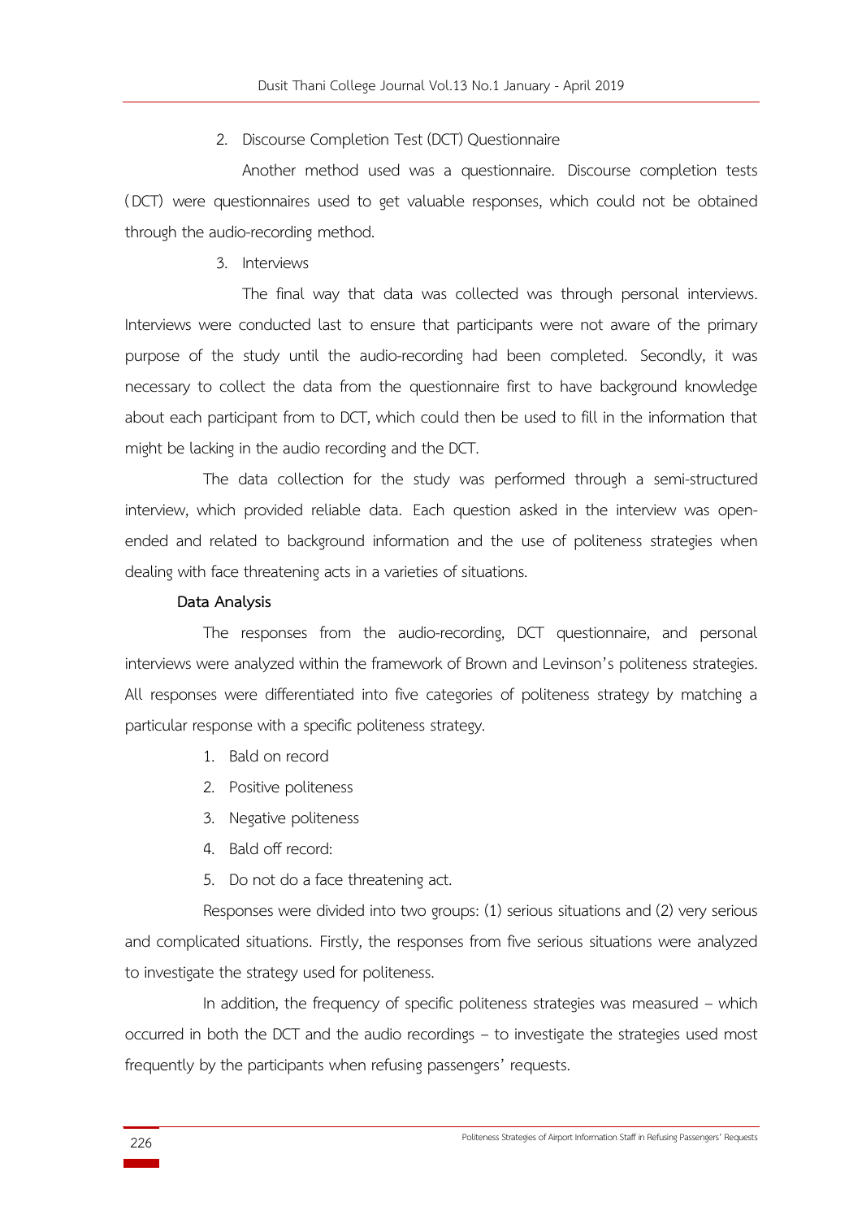2. Discourse Completion Test (DCT) Questionnaire

Another method used was a questionnaire. Discourse completion tests (DCT) were questionnaires used to get valuable responses, which could not be obtained through the audio-recording method.

3. Interviews

The final way that data was collected was through personal interviews. Interviews were conducted last to ensure that participants were not aware of the primary purpose of the study until the audio-recording had been completed. Secondly, it was necessary to collect the data from the questionnaire first to have background knowledge about each participant from to DCT, which could then be used to fill in the information that might be lacking in the audio recording and the DCT.

The data collection for the study was performed through a semi-structured interview, which provided reliable data. Each question asked in the interview was open-ended and related to background information and the use of politeness strategies when dealing with face threatening acts in a varieties of situations.

**Data Analysis**

The responses from the audio-recording, DCT questionnaire, and personal interviews were analyzed within the framework of Brown and Levinson's politeness strategies. All responses were differentiated into five categories of politeness strategy by matching a particular response with a specific politeness strategy.

1. Bald on record
2. Positive politeness
3. Negative politeness
4. Bald off record:
5. Do not do a face threatening act.

Responses were divided into two groups: (1) serious situations and (2) very serious and complicated situations. Firstly, the responses from five serious situations were analyzed to investigate the strategy used for politeness.

In addition, the frequency of specific politeness strategies was measured – which occurred in both the DCT and the audio recordings – to investigate the strategies used most frequently by the participants when refusing passengers' requests.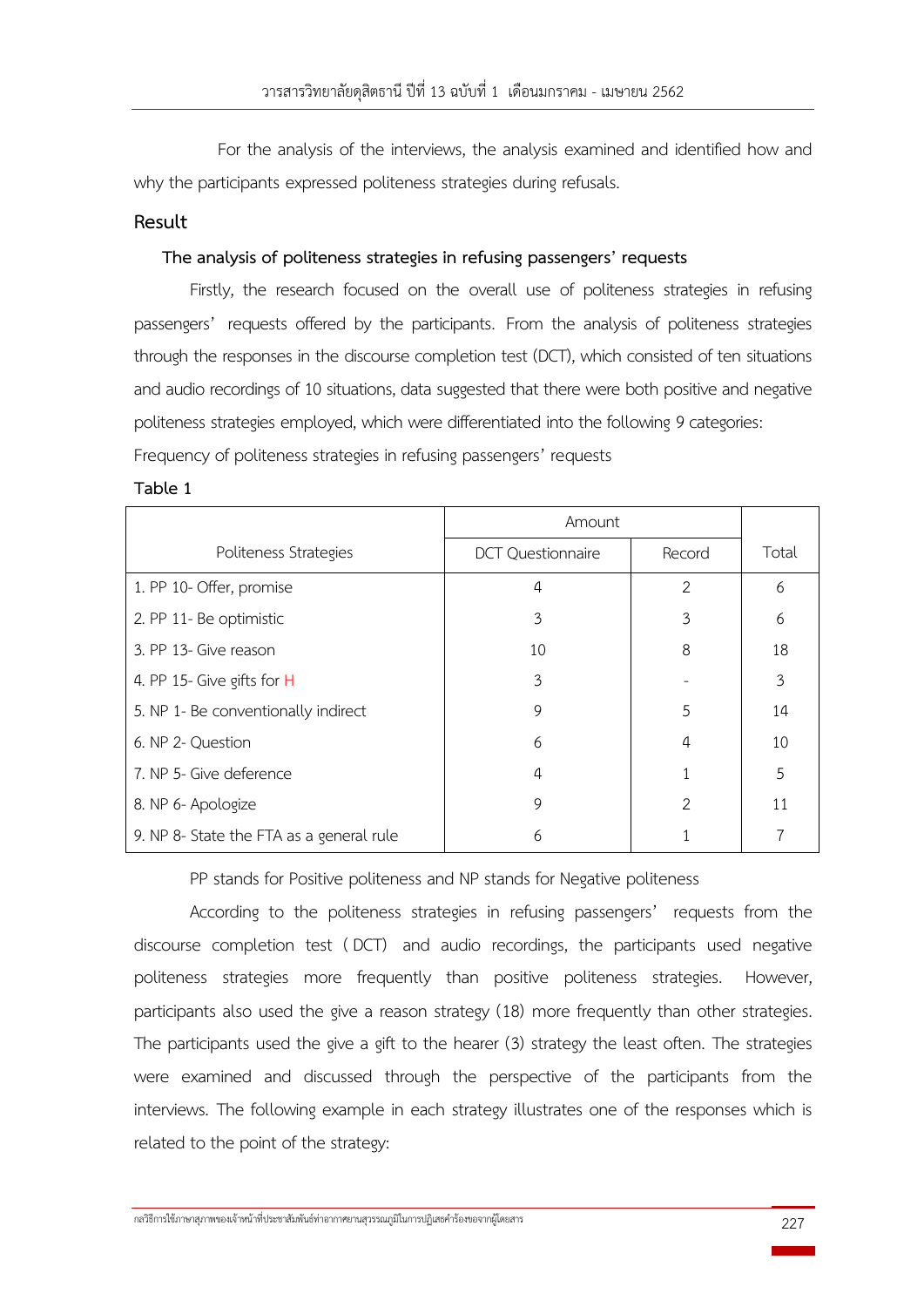For the analysis of the interviews, the analysis examined and identified how and why the participants expressed politeness strategies during refusals.

## Result

### The analysis of politeness strategies in refusing passengers' requests

Firstly, the research focused on the overall use of politeness strategies in refusing passengers' requests offered by the participants. From the analysis of politeness strategies through the responses in the discourse completion test (DCT), which consisted of ten situations and audio recordings of 10 situations, data suggested that there were both positive and negative politeness strategies employed, which were differentiated into the following 9 categories:

Frequency of politeness strategies in refusing passengers' requests

**Table 1**

| Politeness Strategies | Amount | | Total |
|---|---|---|---|
| | DCT Questionnaire | Record | |
| 1. PP 10- Offer, promise | 4 | 2 | 6 |
| 2. PP 11- Be optimistic | 3 | 3 | 6 |
| 3. PP 13- Give reason | 10 | 8 | 18 |
| 4. PP 15- Give gifts for H | 3 | - | 3 |
| 5. NP 1- Be conventionally indirect | 9 | 5 | 14 |
| 6. NP 2- Question | 6 | 4 | 10 |
| 7. NP 5- Give deference | 4 | 1 | 5 |
| 8. NP 6- Apologize | 9 | 2 | 11 |
| 9. NP 8- State the FTA as a general rule | 6 | 1 | 7 |

PP stands for Positive politeness and NP stands for Negative politeness

According to the politeness strategies in refusing passengers' requests from the discourse completion test (DCT) and audio recordings, the participants used negative politeness strategies more frequently than positive politeness strategies. However, participants also used the give a reason strategy (18) more frequently than other strategies. The participants used the give a gift to the hearer (3) strategy the least often. The strategies were examined and discussed through the perspective of the participants from the interviews. The following example in each strategy illustrates one of the responses which is related to the point of the strategy: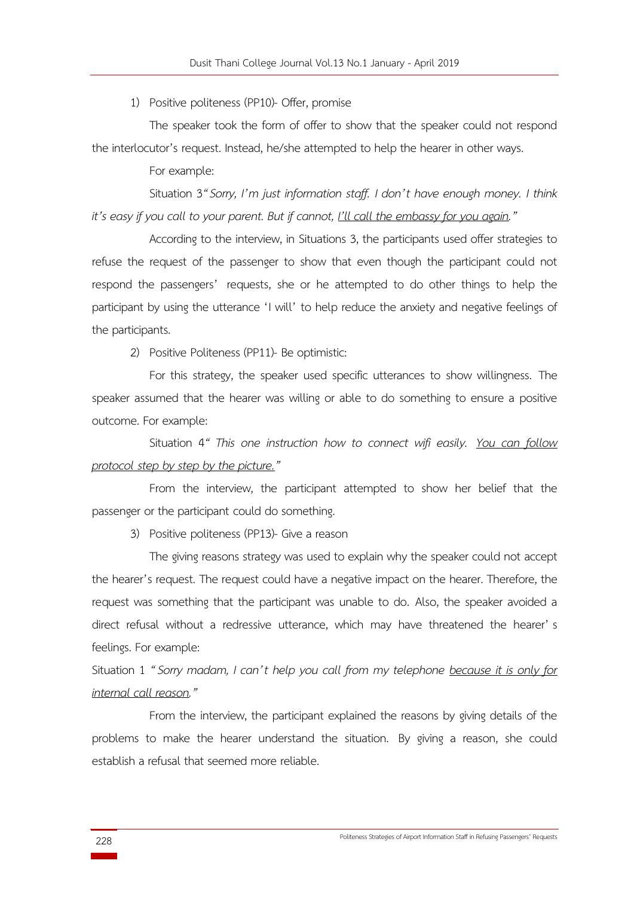1) Positive politeness (PP10)- Offer, promise

The speaker took the form of offer to show that the speaker could not respond the interlocutor's request. Instead, he/she attempted to help the hearer in other ways.

For example:

Situation 3*"Sorry, I'm just information staff. I don't have enough money. I think it's easy if you call to your parent. But if cannot, <u>I'll call the embassy for you again</u>."*

According to the interview, in Situations 3, the participants used offer strategies to refuse the request of the passenger to show that even though the participant could not respond the passengers' requests, she or he attempted to do other things to help the participant by using the utterance 'I will' to help reduce the anxiety and negative feelings of the participants.

2) Positive Politeness (PP11)- Be optimistic:

For this strategy, the speaker used specific utterances to show willingness. The speaker assumed that the hearer was willing or able to do something to ensure a positive outcome. For example:

Situation 4*" This one instruction how to connect wifi easily. <u>You can follow protocol step by step by the picture.</u>"*

From the interview, the participant attempted to show her belief that the passenger or the participant could do something.

3) Positive politeness (PP13)- Give a reason

The giving reasons strategy was used to explain why the speaker could not accept the hearer's request. The request could have a negative impact on the hearer. Therefore, the request was something that the participant was unable to do. Also, the speaker avoided a direct refusal without a redressive utterance, which may have threatened the hearer's feelings. For example:

Situation 1 *"Sorry madam, I can't help you call from my telephone <u>because it is only for internal call reason</u>."*

From the interview, the participant explained the reasons by giving details of the problems to make the hearer understand the situation. By giving a reason, she could establish a refusal that seemed more reliable.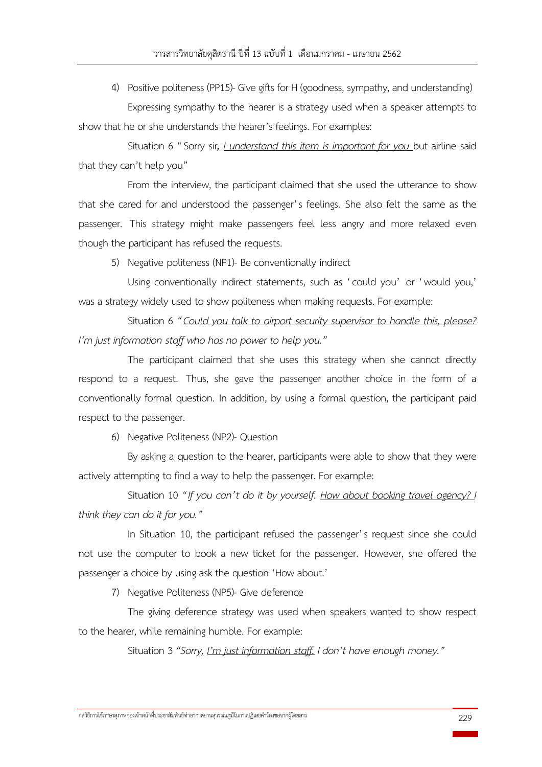4) Positive politeness (PP15)- Give gifts for H (goodness, sympathy, and understanding)

Expressing sympathy to the hearer is a strategy used when a speaker attempts to show that he or she understands the hearer's feelings. For examples:

Situation 6 " Sorry sir, <u>I understand this item is important for you </u>but airline said that they can't help you"

From the interview, the participant claimed that she used the utterance to show that she cared for and understood the passenger's feelings. She also felt the same as the passenger. This strategy might make passengers feel less angry and more relaxed even though the participant has refused the requests.

5) Negative politeness (NP1)- Be conventionally indirect

Using conventionally indirect statements, such as 'could you' or 'would you,' was a strategy widely used to show politeness when making requests. For example:

Situation 6 *"<u>Could you talk to airport security supervisor to handle this, please?</u> I'm just information staff who has no power to help you."*

The participant claimed that she uses this strategy when she cannot directly respond to a request. Thus, she gave the passenger another choice in the form of a conventionally formal question. In addition, by using a formal question, the participant paid respect to the passenger.

6) Negative Politeness (NP2)- Question

By asking a question to the hearer, participants were able to show that they were actively attempting to find a way to help the passenger. For example:

Situation 10 *"If you can't do it by yourself. <u>How about booking travel agency?</u> I think they can do it for you."*

In Situation 10, the participant refused the passenger's request since she could not use the computer to book a new ticket for the passenger. However, she offered the passenger a choice by using ask the question 'How about.'

7) Negative Politeness (NP5)- Give deference

The giving deference strategy was used when speakers wanted to show respect to the hearer, while remaining humble. For example:

Situation 3 *"Sorry, <u>I'm just information staff.</u> I don't have enough money."*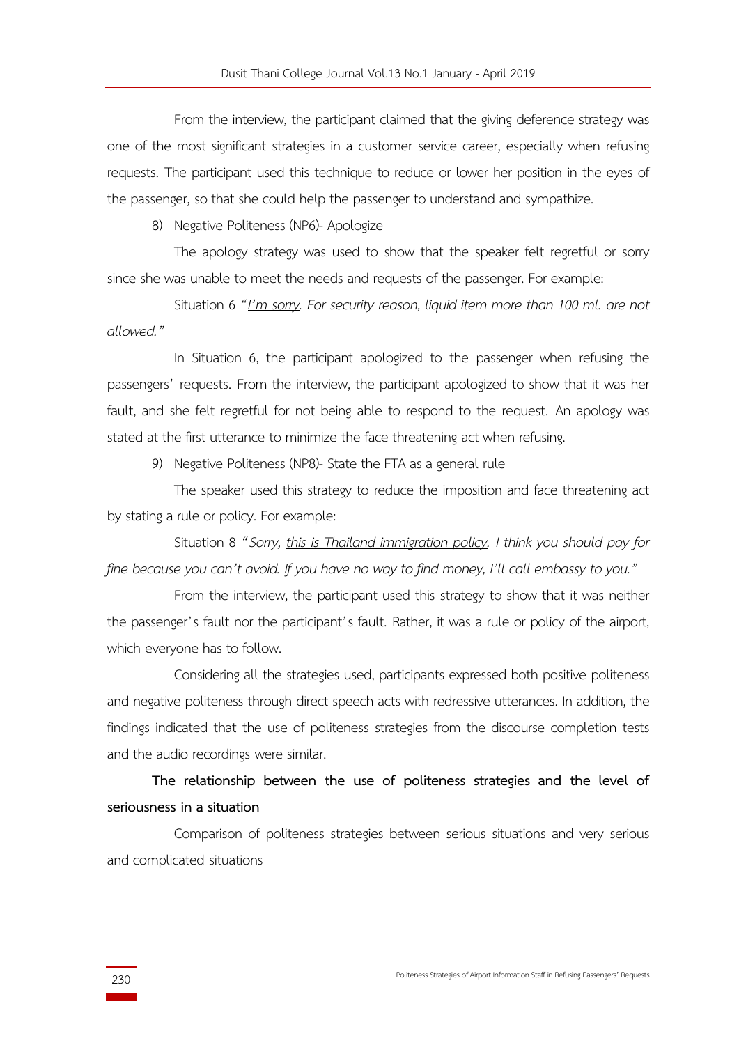From the interview, the participant claimed that the giving deference strategy was one of the most significant strategies in a customer service career, especially when refusing requests. The participant used this technique to reduce or lower her position in the eyes of the passenger, so that she could help the passenger to understand and sympathize.

8) Negative Politeness (NP6)- Apologize

The apology strategy was used to show that the speaker felt regretful or sorry since she was unable to meet the needs and requests of the passenger. For example:

Situation 6 *"<u>I'm sorry</u>. For security reason, liquid item more than 100 ml. are not allowed."*

In Situation 6, the participant apologized to the passenger when refusing the passengers' requests. From the interview, the participant apologized to show that it was her fault, and she felt regretful for not being able to respond to the request. An apology was stated at the first utterance to minimize the face threatening act when refusing.

9) Negative Politeness (NP8)- State the FTA as a general rule

The speaker used this strategy to reduce the imposition and face threatening act by stating a rule or policy. For example:

Situation 8 *"Sorry, <u>this is Thailand immigration policy</u>. I think you should pay for fine because you can't avoid. If you have no way to find money, I'll call embassy to you."*

From the interview, the participant used this strategy to show that it was neither the passenger's fault nor the participant's fault. Rather, it was a rule or policy of the airport, which everyone has to follow.

Considering all the strategies used, participants expressed both positive politeness and negative politeness through direct speech acts with redressive utterances. In addition, the findings indicated that the use of politeness strategies from the discourse completion tests and the audio recordings were similar.

**The relationship between the use of politeness strategies and the level of seriousness in a situation**

Comparison of politeness strategies between serious situations and very serious and complicated situations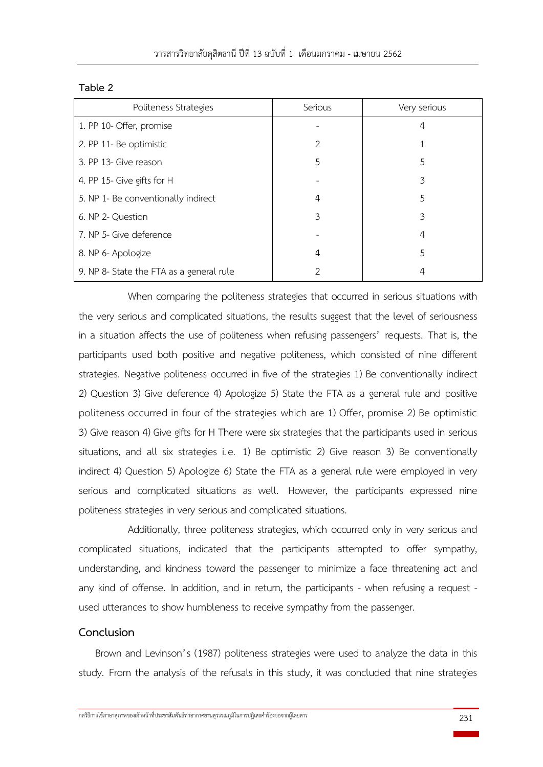**Table 2**

| Politeness Strategies | Serious | Very serious |
|---|---|---|
| 1. PP 10- Offer, promise | - | 4 |
| 2. PP 11- Be optimistic | 2 | 1 |
| 3. PP 13- Give reason | 5 | 5 |
| 4. PP 15- Give gifts for H | - | 3 |
| 5. NP 1- Be conventionally indirect | 4 | 5 |
| 6. NP 2- Question | 3 | 3 |
| 7. NP 5- Give deference | - | 4 |
| 8. NP 6- Apologize | 4 | 5 |
| 9. NP 8- State the FTA as a general rule | 2 | 4 |

When comparing the politeness strategies that occurred in serious situations with the very serious and complicated situations, the results suggest that the level of seriousness in a situation affects the use of politeness when refusing passengers' requests. That is, the participants used both positive and negative politeness, which consisted of nine different strategies. Negative politeness occurred in five of the strategies 1) Be conventionally indirect 2) Question 3) Give deference 4) Apologize 5) State the FTA as a general rule and positive politeness occurred in four of the strategies which are 1) Offer, promise 2) Be optimistic 3) Give reason 4) Give gifts for H There were six strategies that the participants used in serious situations, and all six strategies i.e. 1) Be optimistic 2) Give reason 3) Be conventionally indirect 4) Question 5) Apologize 6) State the FTA as a general rule were employed in very serious and complicated situations as well. However, the participants expressed nine politeness strategies in very serious and complicated situations.

Additionally, three politeness strategies, which occurred only in very serious and complicated situations, indicated that the participants attempted to offer sympathy, understanding, and kindness toward the passenger to minimize a face threatening act and any kind of offense. In addition, and in return, the participants - when refusing a request - used utterances to show humbleness to receive sympathy from the passenger.

## Conclusion

Brown and Levinson's (1987) politeness strategies were used to analyze the data in this study. From the analysis of the refusals in this study, it was concluded that nine strategies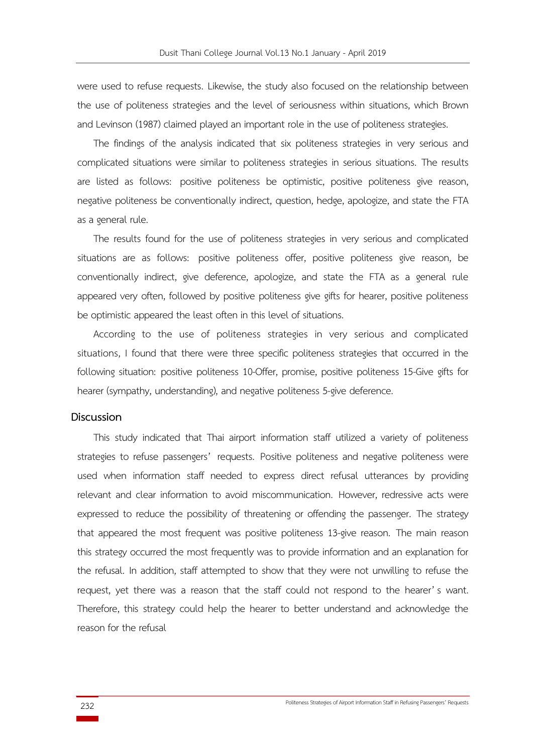were used to refuse requests. Likewise, the study also focused on the relationship between the use of politeness strategies and the level of seriousness within situations, which Brown and Levinson (1987) claimed played an important role in the use of politeness strategies.

The findings of the analysis indicated that six politeness strategies in very serious and complicated situations were similar to politeness strategies in serious situations. The results are listed as follows: positive politeness be optimistic, positive politeness give reason, negative politeness be conventionally indirect, question, hedge, apologize, and state the FTA as a general rule.

The results found for the use of politeness strategies in very serious and complicated situations are as follows: positive politeness offer, positive politeness give reason, be conventionally indirect, give deference, apologize, and state the FTA as a general rule appeared very often, followed by positive politeness give gifts for hearer, positive politeness be optimistic appeared the least often in this level of situations.

According to the use of politeness strategies in very serious and complicated situations, I found that there were three specific politeness strategies that occurred in the following situation: positive politeness 10-Offer, promise, positive politeness 15-Give gifts for hearer (sympathy, understanding), and negative politeness 5-give deference.

## Discussion

This study indicated that Thai airport information staff utilized a variety of politeness strategies to refuse passengers' requests. Positive politeness and negative politeness were used when information staff needed to express direct refusal utterances by providing relevant and clear information to avoid miscommunication. However, redressive acts were expressed to reduce the possibility of threatening or offending the passenger. The strategy that appeared the most frequent was positive politeness 13-give reason. The main reason this strategy occurred the most frequently was to provide information and an explanation for the refusal. In addition, staff attempted to show that they were not unwilling to refuse the request, yet there was a reason that the staff could not respond to the hearer's want. Therefore, this strategy could help the hearer to better understand and acknowledge the reason for the refusal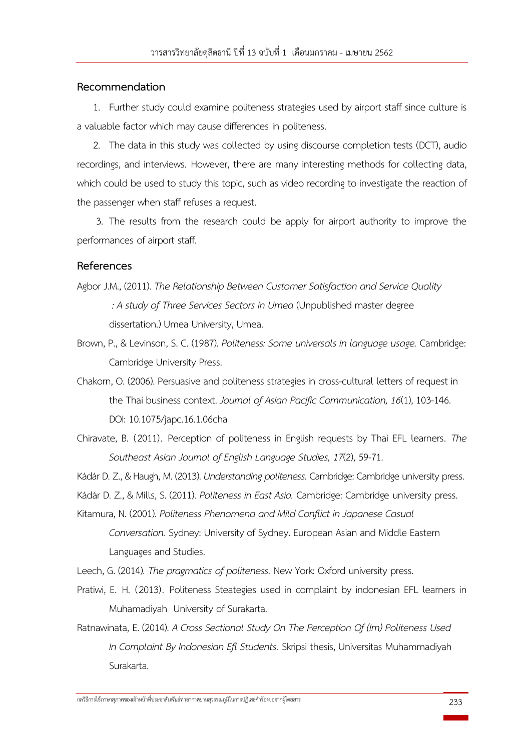## Recommendation

1. Further study could examine politeness strategies used by airport staff since culture is a valuable factor which may cause differences in politeness.

2. The data in this study was collected by using discourse completion tests (DCT), audio recordings, and interviews. However, there are many interesting methods for collecting data, which could be used to study this topic, such as video recording to investigate the reaction of the passenger when staff refuses a request.

3. The results from the research could be apply for airport authority to improve the performances of airport staff.

## References

Agbor J.M., (2011). *The Relationship Between Customer Satisfaction and Service Quality : A study of Three Services Sectors in Umea* (Unpublished master degree dissertation.) Umea University, Umea.

Brown, P., & Levinson, S. C. (1987). *Politeness: Some universals in language usage.* Cambridge: Cambridge University Press.

Chakorn, O. (2006). Persuasive and politeness strategies in cross-cultural letters of request in the Thai business context. *Journal of Asian Pacific Communication, 16*(1), 103-146. DOI: 10.1075/japc.16.1.06cha

Chiravate, B. (2011). Perception of politeness in English requests by Thai EFL learners. *The Southeast Asian Journal of English Language Studies, 17*(2), 59-71.

Kádár D. Z., & Haugh, M. (2013). *Understanding politeness.* Cambridge: Cambridge university press.

Kádár D. Z., & Mills, S. (2011). *Politeness in East Asia.* Cambridge: Cambridge university press.

Kitamura, N. (2001). *Politeness Phenomena and Mild Conflict in Japanese Casual Conversation.* Sydney: University of Sydney. European Asian and Middle Eastern Languages and Studies.

Leech, G. (2014). *The pragmatics of politeness.* New York: Oxford university press.

Pratiwi, E. H. (2013). Politeness Steategies used in complaint by indonesian EFL learners in Muhamadiyah University of Surakarta.

Ratnawinata, E. (2014). *A Cross Sectional Study On The Perception Of (Im) Politeness Used In Complaint By Indonesian Efl Students.* Skripsi thesis, Universitas Muhammadiyah Surakarta.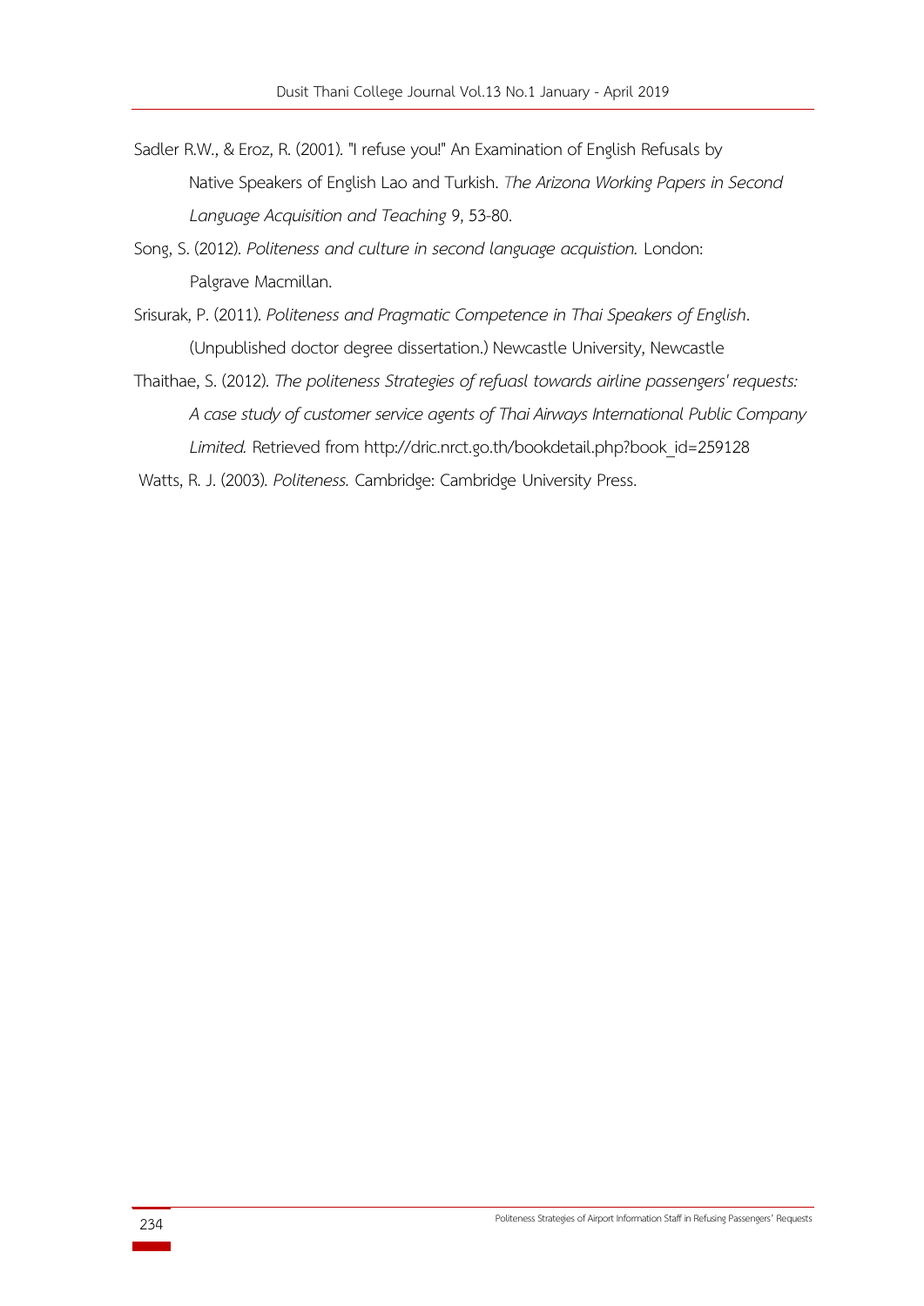Sadler R.W., & Eroz, R. (2001). "I refuse you!" An Examination of English Refusals by Native Speakers of English Lao and Turkish. *The Arizona Working Papers in Second Language Acquisition and Teaching 9*, 53-80.

Song, S. (2012). *Politeness and culture in second language acquistion.* London: Palgrave Macmillan.

Srisurak, P. (2011). *Politeness and Pragmatic Competence in Thai Speakers of English*. (Unpublished doctor degree dissertation.) Newcastle University, Newcastle

Thaithae, S. (2012). *The politeness Strategies of refuasl towards airline passengers' requests: A case study of customer service agents of Thai Airways International Public Company Limited.* Retrieved from http://dric.nrct.go.th/bookdetail.php?book_id=259128

Watts, R. J. (2003). *Politeness.* Cambridge: Cambridge University Press.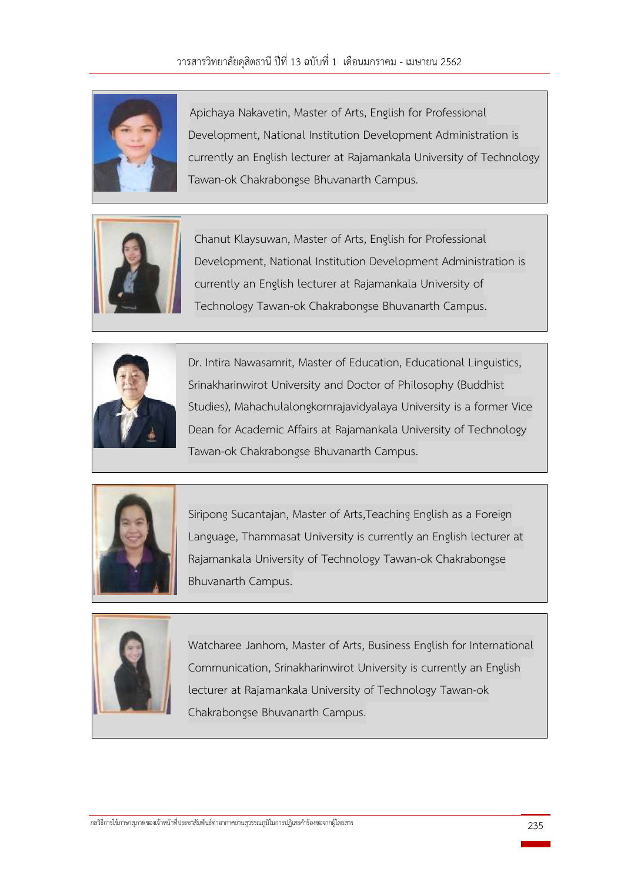Apichaya Nakavetin, Master of Arts, English for Professional Development, National Institution Development Administration is currently an English lecturer at Rajamankala University of Technology Tawan-ok Chakrabongse Bhuvanarth Campus.

Chanut Klaysuwan, Master of Arts, English for Professional Development, National Institution Development Administration is currently an English lecturer at Rajamankala University of Technology Tawan-ok Chakrabongse Bhuvanarth Campus.

Dr. Intira Nawasamrit, Master of Education, Educational Linguistics, Srinakharinwirot University and Doctor of Philosophy (Buddhist Studies), Mahachulalongkornrajavidyalaya University is a former Vice Dean for Academic Affairs at Rajamankala University of Technology Tawan-ok Chakrabongse Bhuvanarth Campus.

Siripong Sucantajan, Master of Arts,Teaching English as a Foreign Language, Thammasat University is currently an English lecturer at Rajamankala University of Technology Tawan-ok Chakrabongse Bhuvanarth Campus.

Watcharee Janhom, Master of Arts, Business English for International Communication, Srinakharinwirot University is currently an English lecturer at Rajamankala University of Technology Tawan-ok Chakrabongse Bhuvanarth Campus.